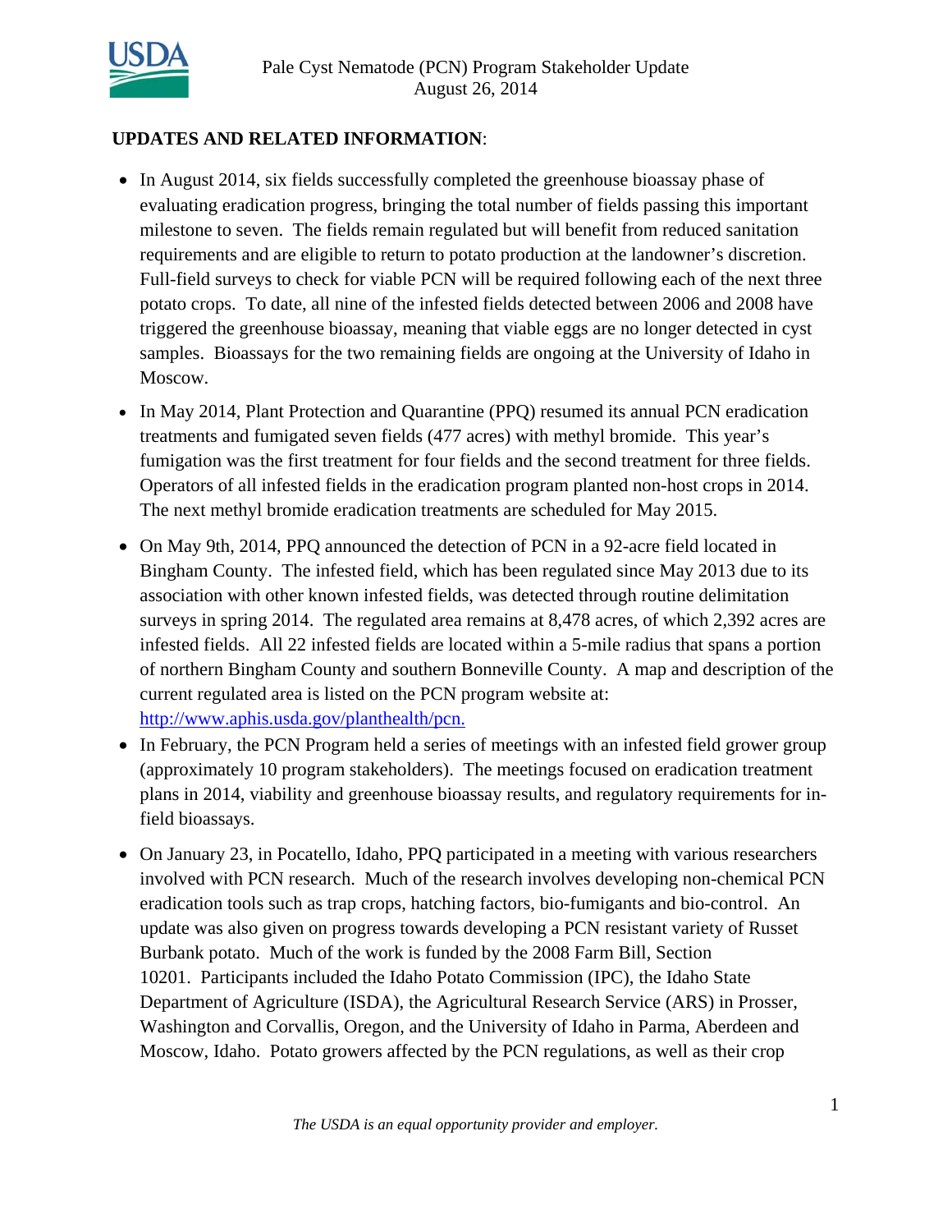Pale Cyst Nematode (PCN) Program Stakeholder Update
August 26, 2014

**UPDATES AND RELATED INFORMATION**:

- In August 2014, six fields successfully completed the greenhouse bioassay phase of evaluating eradication progress, bringing the total number of fields passing this important milestone to seven. The fields remain regulated but will benefit from reduced sanitation requirements and are eligible to return to potato production at the landowner's discretion. Full-field surveys to check for viable PCN will be required following each of the next three potato crops. To date, all nine of the infested fields detected between 2006 and 2008 have triggered the greenhouse bioassay, meaning that viable eggs are no longer detected in cyst samples. Bioassays for the two remaining fields are ongoing at the University of Idaho in Moscow.
- In May 2014, Plant Protection and Quarantine (PPQ) resumed its annual PCN eradication treatments and fumigated seven fields (477 acres) with methyl bromide. This year's fumigation was the first treatment for four fields and the second treatment for three fields. Operators of all infested fields in the eradication program planted non-host crops in 2014. The next methyl bromide eradication treatments are scheduled for May 2015.
- On May 9th, 2014, PPQ announced the detection of PCN in a 92-acre field located in Bingham County. The infested field, which has been regulated since May 2013 due to its association with other known infested fields, was detected through routine delimitation surveys in spring 2014. The regulated area remains at 8,478 acres, of which 2,392 acres are infested fields. All 22 infested fields are located within a 5-mile radius that spans a portion of northern Bingham County and southern Bonneville County. A map and description of the current regulated area is listed on the PCN program website at: http://www.aphis.usda.gov/planthealth/pcn.
- In February, the PCN Program held a series of meetings with an infested field grower group (approximately 10 program stakeholders). The meetings focused on eradication treatment plans in 2014, viability and greenhouse bioassay results, and regulatory requirements for in-field bioassays.
- On January 23, in Pocatello, Idaho, PPQ participated in a meeting with various researchers involved with PCN research. Much of the research involves developing non-chemical PCN eradication tools such as trap crops, hatching factors, bio-fumigants and bio-control. An update was also given on progress towards developing a PCN resistant variety of Russet Burbank potato. Much of the work is funded by the 2008 Farm Bill, Section 10201. Participants included the Idaho Potato Commission (IPC), the Idaho State Department of Agriculture (ISDA), the Agricultural Research Service (ARS) in Prosser, Washington and Corvallis, Oregon, and the University of Idaho in Parma, Aberdeen and Moscow, Idaho. Potato growers affected by the PCN regulations, as well as their crop

*The USDA is an equal opportunity provider and employer.*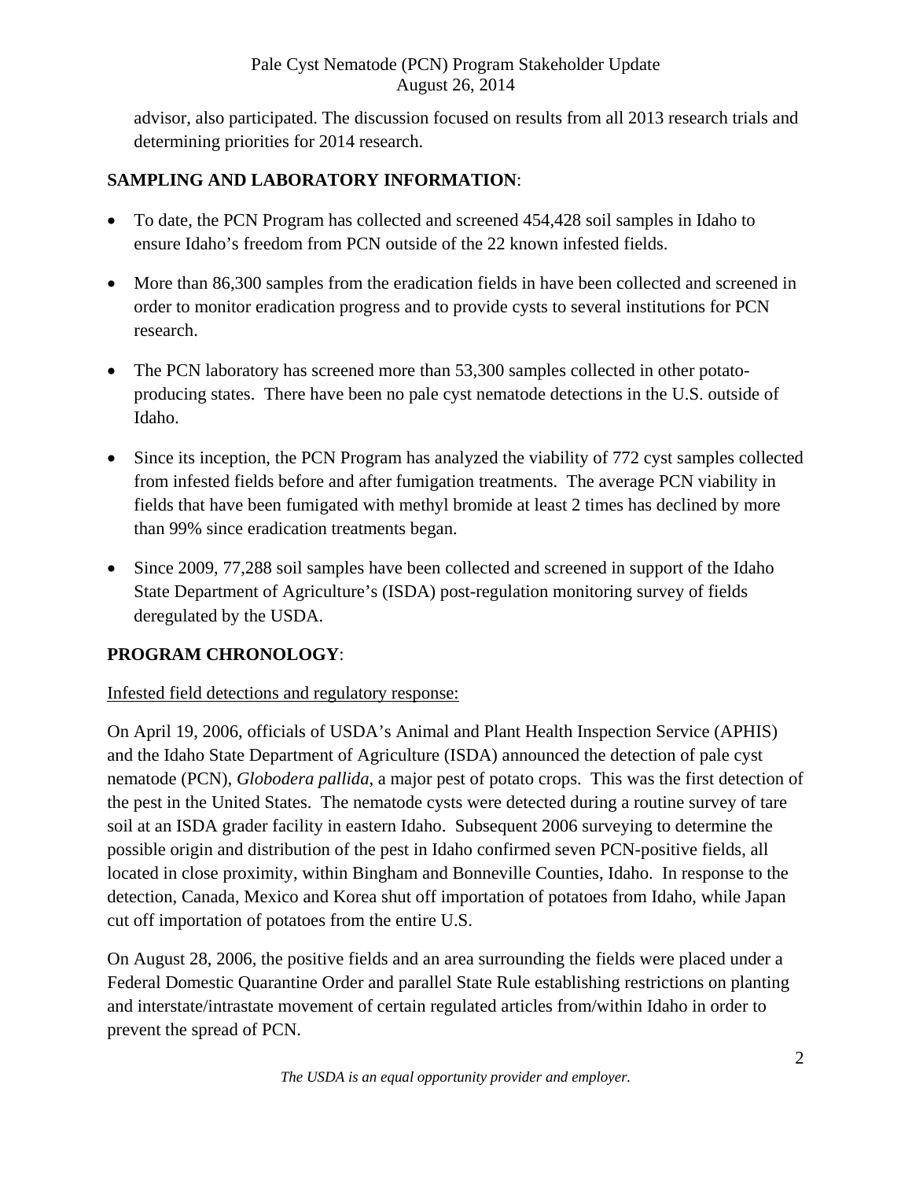advisor, also participated. The discussion focused on results from all 2013 research trials and determining priorities for 2014 research.

**SAMPLING AND LABORATORY INFORMATION**:

- To date, the PCN Program has collected and screened 454,428 soil samples in Idaho to ensure Idaho's freedom from PCN outside of the 22 known infested fields.
- More than 86,300 samples from the eradication fields in have been collected and screened in order to monitor eradication progress and to provide cysts to several institutions for PCN research.
- The PCN laboratory has screened more than 53,300 samples collected in other potato-producing states. There have been no pale cyst nematode detections in the U.S. outside of Idaho.
- Since its inception, the PCN Program has analyzed the viability of 772 cyst samples collected from infested fields before and after fumigation treatments. The average PCN viability in fields that have been fumigated with methyl bromide at least 2 times has declined by more than 99% since eradication treatments began.
- Since 2009, 77,288 soil samples have been collected and screened in support of the Idaho State Department of Agriculture's (ISDA) post-regulation monitoring survey of fields deregulated by the USDA.

**PROGRAM CHRONOLOGY**:

Infested field detections and regulatory response:

On April 19, 2006, officials of USDA's Animal and Plant Health Inspection Service (APHIS) and the Idaho State Department of Agriculture (ISDA) announced the detection of pale cyst nematode (PCN), *Globodera pallida*, a major pest of potato crops. This was the first detection of the pest in the United States. The nematode cysts were detected during a routine survey of tare soil at an ISDA grader facility in eastern Idaho. Subsequent 2006 surveying to determine the possible origin and distribution of the pest in Idaho confirmed seven PCN-positive fields, all located in close proximity, within Bingham and Bonneville Counties, Idaho. In response to the detection, Canada, Mexico and Korea shut off importation of potatoes from Idaho, while Japan cut off importation of potatoes from the entire U.S.

On August 28, 2006, the positive fields and an area surrounding the fields were placed under a Federal Domestic Quarantine Order and parallel State Rule establishing restrictions on planting and interstate/intrastate movement of certain regulated articles from/within Idaho in order to prevent the spread of PCN.

*The USDA is an equal opportunity provider and employer.*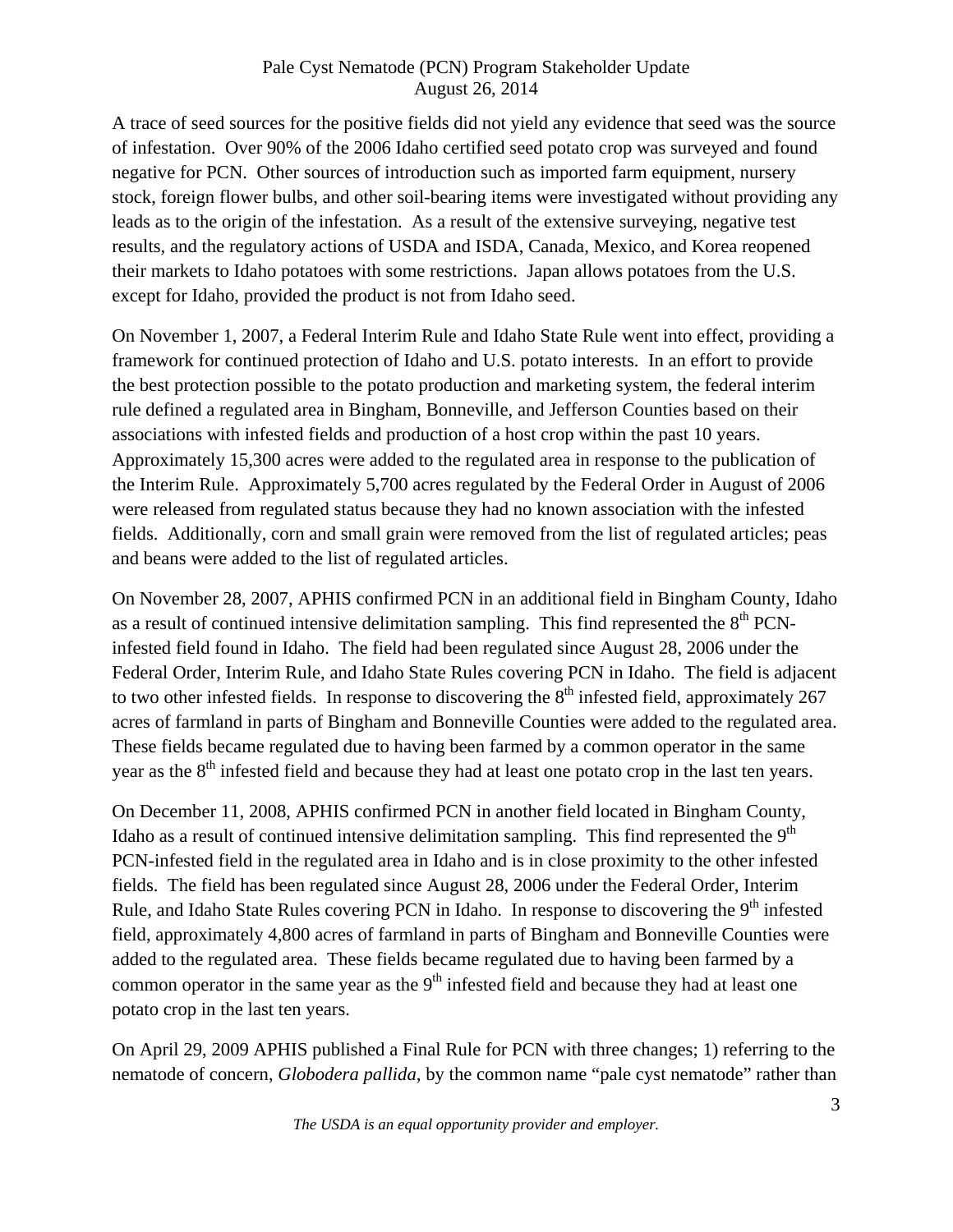A trace of seed sources for the positive fields did not yield any evidence that seed was the source of infestation. Over 90% of the 2006 Idaho certified seed potato crop was surveyed and found negative for PCN. Other sources of introduction such as imported farm equipment, nursery stock, foreign flower bulbs, and other soil-bearing items were investigated without providing any leads as to the origin of the infestation. As a result of the extensive surveying, negative test results, and the regulatory actions of USDA and ISDA, Canada, Mexico, and Korea reopened their markets to Idaho potatoes with some restrictions. Japan allows potatoes from the U.S. except for Idaho, provided the product is not from Idaho seed.

On November 1, 2007, a Federal Interim Rule and Idaho State Rule went into effect, providing a framework for continued protection of Idaho and U.S. potato interests. In an effort to provide the best protection possible to the potato production and marketing system, the federal interim rule defined a regulated area in Bingham, Bonneville, and Jefferson Counties based on their associations with infested fields and production of a host crop within the past 10 years. Approximately 15,300 acres were added to the regulated area in response to the publication of the Interim Rule. Approximately 5,700 acres regulated by the Federal Order in August of 2006 were released from regulated status because they had no known association with the infested fields. Additionally, corn and small grain were removed from the list of regulated articles; peas and beans were added to the list of regulated articles.

On November 28, 2007, APHIS confirmed PCN in an additional field in Bingham County, Idaho as a result of continued intensive delimitation sampling. This find represented the 8th PCN-infested field found in Idaho. The field had been regulated since August 28, 2006 under the Federal Order, Interim Rule, and Idaho State Rules covering PCN in Idaho. The field is adjacent to two other infested fields. In response to discovering the 8th infested field, approximately 267 acres of farmland in parts of Bingham and Bonneville Counties were added to the regulated area. These fields became regulated due to having been farmed by a common operator in the same year as the 8th infested field and because they had at least one potato crop in the last ten years.

On December 11, 2008, APHIS confirmed PCN in another field located in Bingham County, Idaho as a result of continued intensive delimitation sampling. This find represented the 9th PCN-infested field in the regulated area in Idaho and is in close proximity to the other infested fields. The field has been regulated since August 28, 2006 under the Federal Order, Interim Rule, and Idaho State Rules covering PCN in Idaho. In response to discovering the 9th infested field, approximately 4,800 acres of farmland in parts of Bingham and Bonneville Counties were added to the regulated area. These fields became regulated due to having been farmed by a common operator in the same year as the 9th infested field and because they had at least one potato crop in the last ten years.

On April 29, 2009 APHIS published a Final Rule for PCN with three changes; 1) referring to the nematode of concern, *Globodera pallida*, by the common name "pale cyst nematode" rather than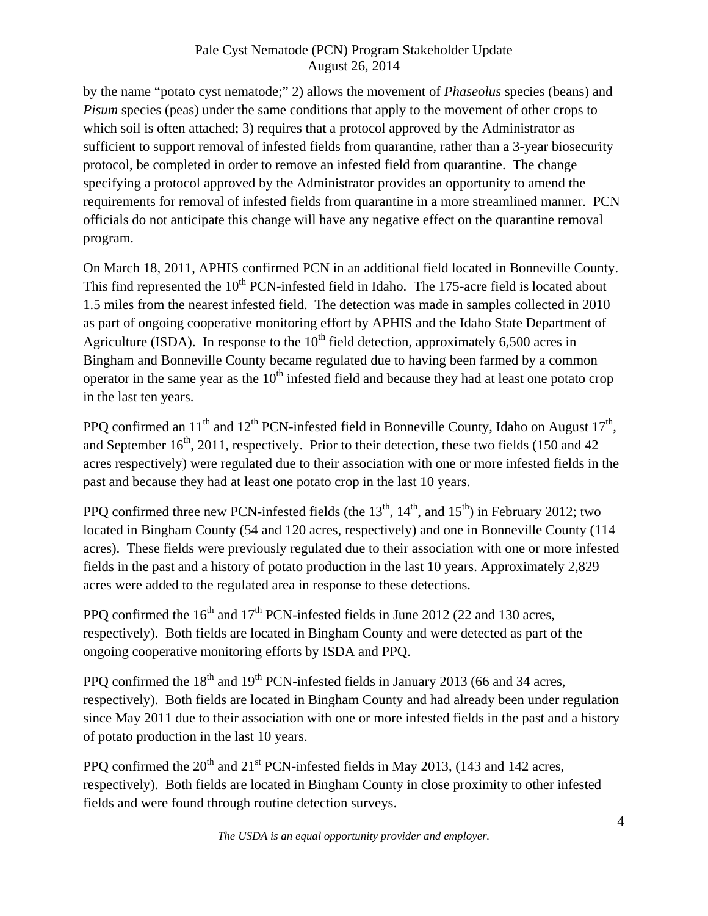by the name "potato cyst nematode;" 2) allows the movement of *Phaseolus* species (beans) and *Pisum* species (peas) under the same conditions that apply to the movement of other crops to which soil is often attached; 3) requires that a protocol approved by the Administrator as sufficient to support removal of infested fields from quarantine, rather than a 3-year biosecurity protocol, be completed in order to remove an infested field from quarantine. The change specifying a protocol approved by the Administrator provides an opportunity to amend the requirements for removal of infested fields from quarantine in a more streamlined manner. PCN officials do not anticipate this change will have any negative effect on the quarantine removal program.

On March 18, 2011, APHIS confirmed PCN in an additional field located in Bonneville County. This find represented the 10th PCN-infested field in Idaho. The 175-acre field is located about 1.5 miles from the nearest infested field. The detection was made in samples collected in 2010 as part of ongoing cooperative monitoring effort by APHIS and the Idaho State Department of Agriculture (ISDA). In response to the 10th field detection, approximately 6,500 acres in Bingham and Bonneville County became regulated due to having been farmed by a common operator in the same year as the 10th infested field and because they had at least one potato crop in the last ten years.

PPQ confirmed an 11th and 12th PCN-infested field in Bonneville County, Idaho on August 17th, and September 16th, 2011, respectively. Prior to their detection, these two fields (150 and 42 acres respectively) were regulated due to their association with one or more infested fields in the past and because they had at least one potato crop in the last 10 years.

PPQ confirmed three new PCN-infested fields (the 13th, 14th, and 15th) in February 2012; two located in Bingham County (54 and 120 acres, respectively) and one in Bonneville County (114 acres). These fields were previously regulated due to their association with one or more infested fields in the past and a history of potato production in the last 10 years. Approximately 2,829 acres were added to the regulated area in response to these detections.

PPQ confirmed the 16th and 17th PCN-infested fields in June 2012 (22 and 130 acres, respectively). Both fields are located in Bingham County and were detected as part of the ongoing cooperative monitoring efforts by ISDA and PPQ.

PPQ confirmed the 18th and 19th PCN-infested fields in January 2013 (66 and 34 acres, respectively). Both fields are located in Bingham County and had already been under regulation since May 2011 due to their association with one or more infested fields in the past and a history of potato production in the last 10 years.

PPQ confirmed the 20th and 21st PCN-infested fields in May 2013, (143 and 142 acres, respectively). Both fields are located in Bingham County in close proximity to other infested fields and were found through routine detection surveys.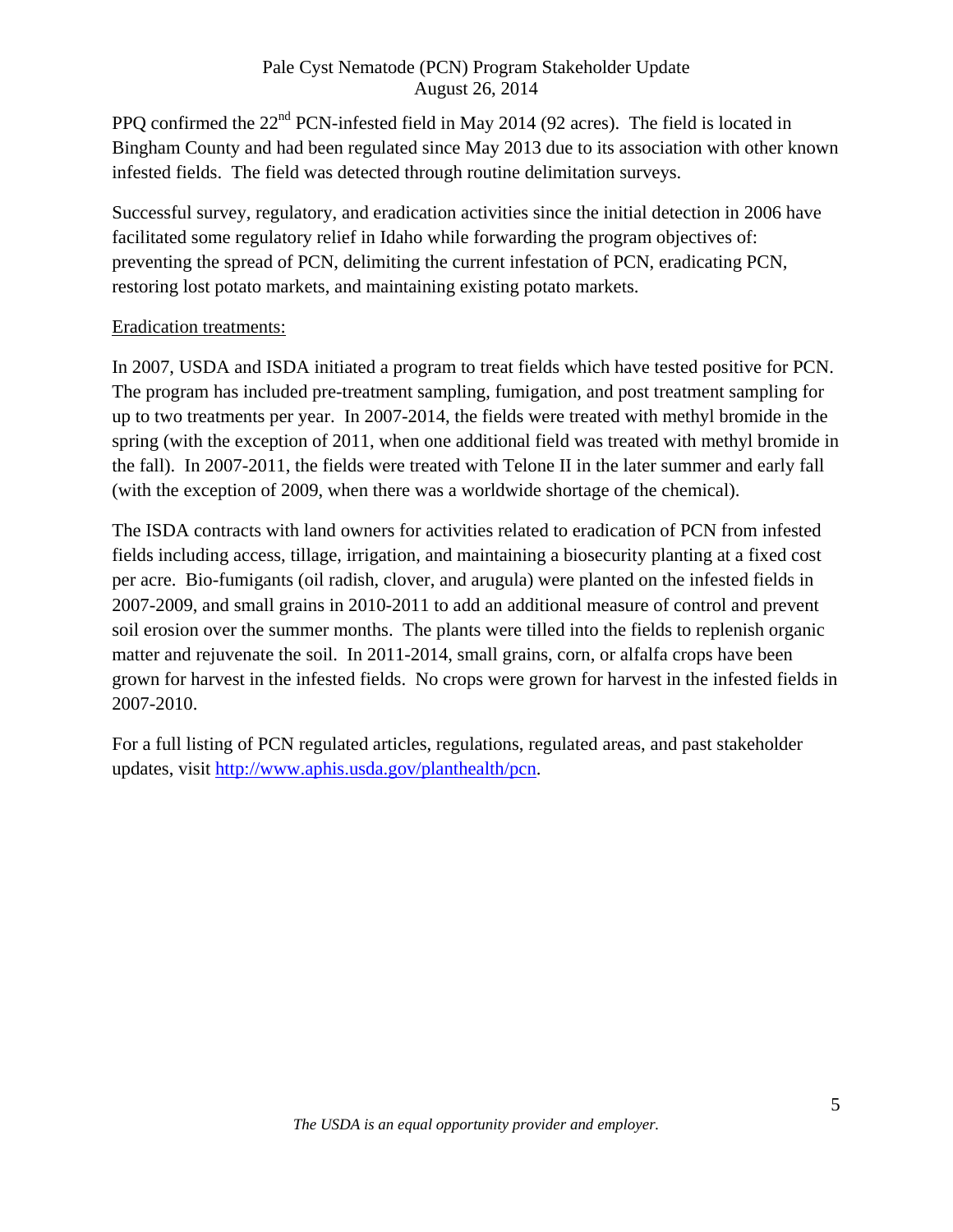PPQ confirmed the 22nd PCN-infested field in May 2014 (92 acres). The field is located in Bingham County and had been regulated since May 2013 due to its association with other known infested fields. The field was detected through routine delimitation surveys.

Successful survey, regulatory, and eradication activities since the initial detection in 2006 have facilitated some regulatory relief in Idaho while forwarding the program objectives of: preventing the spread of PCN, delimiting the current infestation of PCN, eradicating PCN, restoring lost potato markets, and maintaining existing potato markets.

<u>Eradication treatments:</u>

In 2007, USDA and ISDA initiated a program to treat fields which have tested positive for PCN. The program has included pre-treatment sampling, fumigation, and post treatment sampling for up to two treatments per year. In 2007-2014, the fields were treated with methyl bromide in the spring (with the exception of 2011, when one additional field was treated with methyl bromide in the fall). In 2007-2011, the fields were treated with Telone II in the later summer and early fall (with the exception of 2009, when there was a worldwide shortage of the chemical).

The ISDA contracts with land owners for activities related to eradication of PCN from infested fields including access, tillage, irrigation, and maintaining a biosecurity planting at a fixed cost per acre. Bio-fumigants (oil radish, clover, and arugula) were planted on the infested fields in 2007-2009, and small grains in 2010-2011 to add an additional measure of control and prevent soil erosion over the summer months. The plants were tilled into the fields to replenish organic matter and rejuvenate the soil. In 2011-2014, small grains, corn, or alfalfa crops have been grown for harvest in the infested fields. No crops were grown for harvest in the infested fields in 2007-2010.

For a full listing of PCN regulated articles, regulations, regulated areas, and past stakeholder updates, visit [http://www.aphis.usda.gov/planthealth/pcn](http://www.aphis.usda.gov/planthealth/pcn).